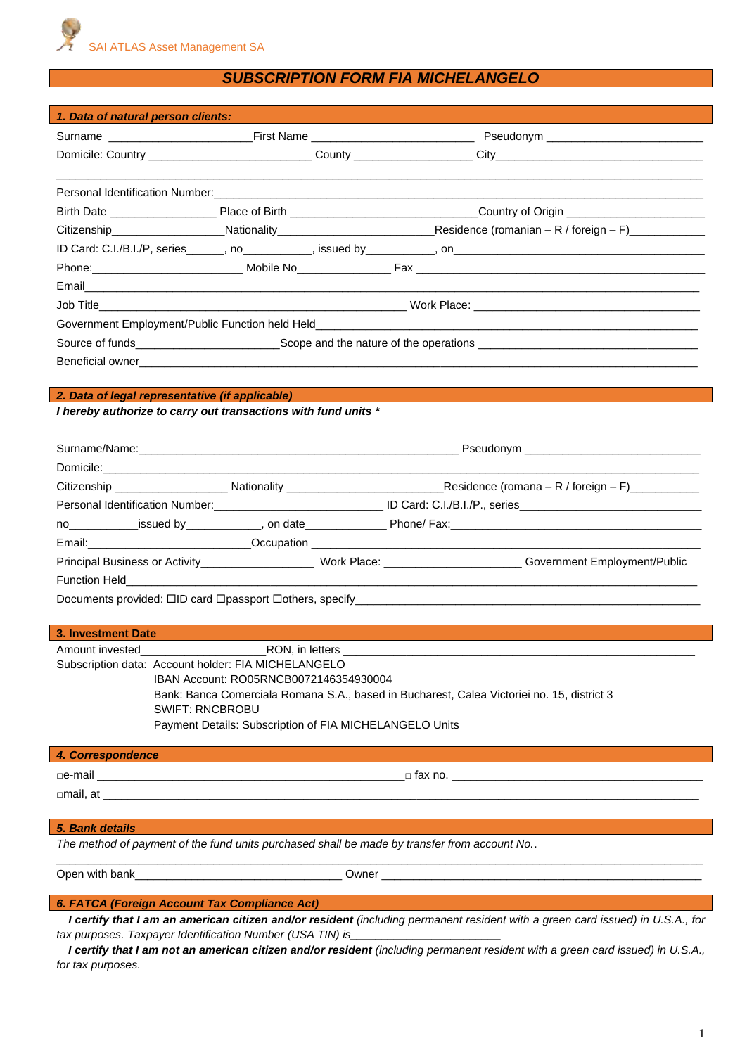SAI ATLAS Asset Management SA

# *SUBSCRIPTION FORM FIA MICHELANGELO*

## *1. Data of natural person clients:*

Surname ______________________ First Name __________________________ Pseudonym __________________________

Domicile: Country __________________________ County ___________________ City_________________________________

_____________________________________________________________________________________________________

Personal Identification Number:_________________________________________________________________________

Birth Date _________________ Place of Birth ______________________________ Country of Origin ______________________

Citizenship__________________ Nationality_________________________ Residence (romanian – R / foreign – F)____________

ID Card: C.I./B.I./P, series______, no___________, issued by___________, on_____________________________________

Phone:________________________ Mobile No________________ Fax ______________________________________________

Email____________________________________________________________________________________________

Job Title_________________________________________________ Work Place: ____________________________________

Government Employment/Public Function held Held___________________________________________________________

Source of funds_______________________ Scope and the nature of the operations ____________________________________

Beneficial owner_______________________________________________________________________________________

## *2. Data of legal representative (if applicable)*

***I hereby authorize to carry out transactions with fund units \****

Surname/Name:___________________________________________________ Pseudonym ____________________________

Domicile:___________________________________________________________________________________________

Citizenship __________________ Nationality ________________________ Residence (romana – R / foreign – F)___________

Personal Identification Number:___________________________ ID Card: C.I./B.I./P., series______________________________

no___________issued by____________, on date_____________ Phone/ Fax:______________________________________

Email:__________________________ Occupation ____________________________________________________________

Principal Business or Activity__________________ Work Place: ______________________ Government Employment/Public Function Held______________________________________________________________________________________

Documents provided: ☐ID card ☐passport ☐others, specify____________________________________________________

## 3. Investment Date

Amount invested____________________ RON, in letters ______________________________________________________

Subscription data: Account holder: FIA MICHELANGELO
IBAN Account: RO05RNCB0072146354930004
Bank: Banca Comerciala Romana S.A., based in Bucharest, Calea Victoriei no. 15, district 3
SWIFT: RNCBROBU
Payment Details: Subscription of FIA MICHELANGELO Units

## *4. Correspondence*

☐e-mail ____________________________________________________ ☐ fax no. _____________________________________________

☐mail, at __________________________________________________________________________________________________

## *5. Bank details*

*The method of payment of the fund units purchased shall be made by transfer from account No..*

_____________________________________________________________________________________________________

Open with bank_________________________________ Owner ____________________________________________________

## *6. FATCA (Foreign Account Tax Compliance Act)*

***I certify that I am an american citizen and/or resident*** *(including permanent resident with a green card issued) in U.S.A., for tax purposes. Taxpayer Identification Number (USA TIN) is________________________*

***I certify that I am not an american citizen and/or resident*** *(including permanent resident with a green card issued) in U.S.A., for tax purposes.*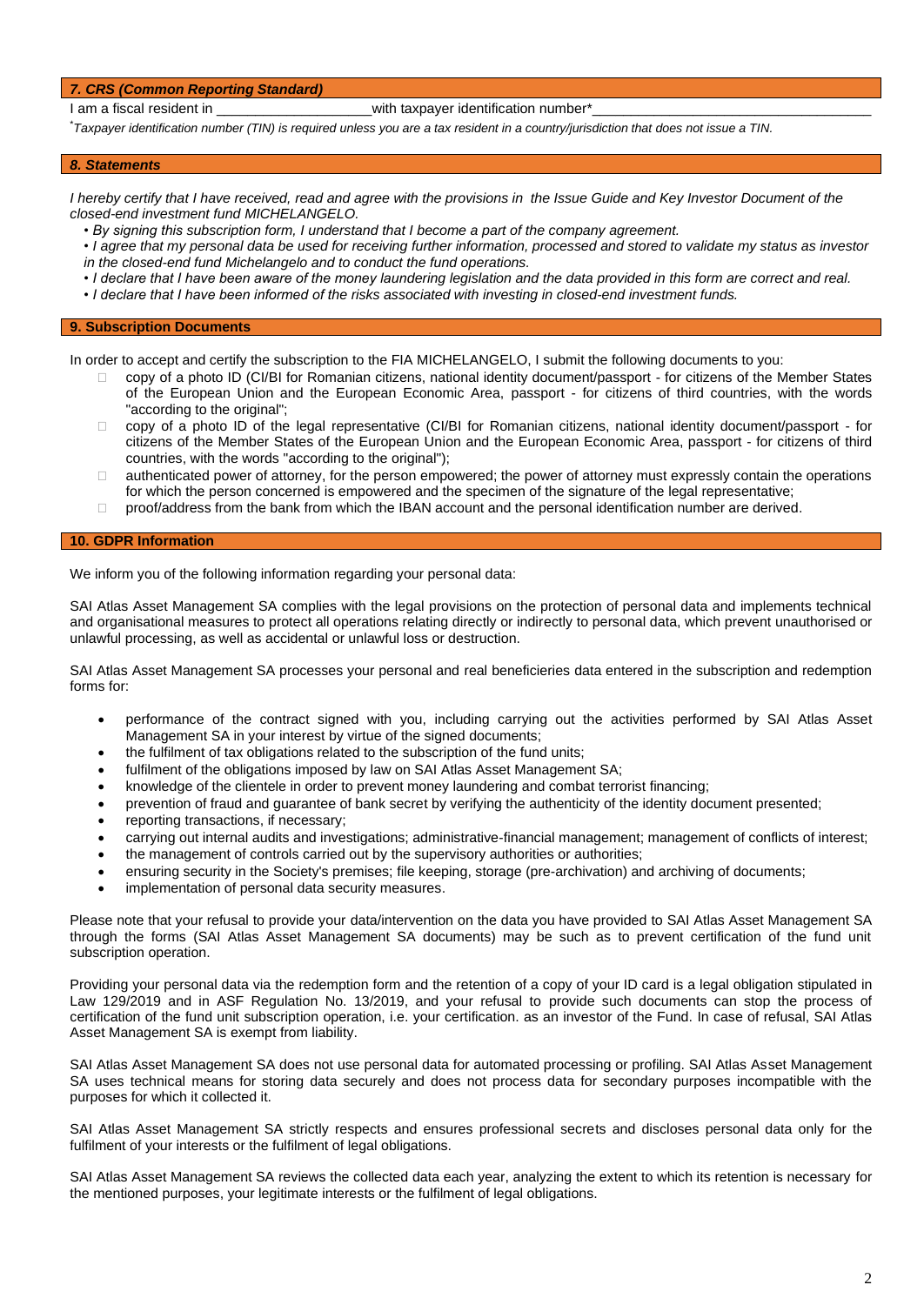## *7. CRS (Common Reporting Standard)*

I am a fiscal resident in ____________________with taxpayer identification number*____________________________________

**Taxpayer identification number (TIN) is required unless you are a tax resident in a country/jurisdiction that does not issue a TIN.*

## *8. Statements*

*I hereby certify that I have received, read and agree with the provisions in the Issue Guide and Key Investor Document of the closed-end investment fund MICHELANGELO.*

- *By signing this subscription form, I understand that I become a part of the company agreement.*
- *I agree that my personal data be used for receiving further information, processed and stored to validate my status as investor in the closed-end fund Michelangelo and to conduct the fund operations.*
- *I declare that I have been aware of the money laundering legislation and the data provided in this form are correct and real.*
- *I declare that I have been informed of the risks associated with investing in closed-end investment funds.*

## 9. Subscription Documents

In order to accept and certify the subscription to the FIA MICHELANGELO, I submit the following documents to you:

- ☐ copy of a photo ID (CI/BI for Romanian citizens, national identity document/passport - for citizens of the Member States of the European Union and the European Economic Area, passport - for citizens of third countries, with the words "according to the original";
- ☐ copy of a photo ID of the legal representative (CI/BI for Romanian citizens, national identity document/passport - for citizens of the Member States of the European Union and the European Economic Area, passport - for citizens of third countries, with the words "according to the original");
- ☐ authenticated power of attorney, for the person empowered; the power of attorney must expressly contain the operations for which the person concerned is empowered and the specimen of the signature of the legal representative;
- ☐ proof/address from the bank from which the IBAN account and the personal identification number are derived.

## 10. GDPR Information

We inform you of the following information regarding your personal data:

SAI Atlas Asset Management SA complies with the legal provisions on the protection of personal data and implements technical and organisational measures to protect all operations relating directly or indirectly to personal data, which prevent unauthorised or unlawful processing, as well as accidental or unlawful loss or destruction.

SAI Atlas Asset Management SA processes your personal and real beneficieries data entered in the subscription and redemption forms for:

- performance of the contract signed with you, including carrying out the activities performed by SAI Atlas Asset Management SA in your interest by virtue of the signed documents;
- the fulfilment of tax obligations related to the subscription of the fund units;
- fulfilment of the obligations imposed by law on SAI Atlas Asset Management SA;
- knowledge of the clientele in order to prevent money laundering and combat terrorist financing;
- prevention of fraud and guarantee of bank secret by verifying the authenticity of the identity document presented;
- reporting transactions, if necessary;
- carrying out internal audits and investigations; administrative-financial management; management of conflicts of interest;
- the management of controls carried out by the supervisory authorities or authorities;
- ensuring security in the Society's premises; file keeping, storage (pre-archivation) and archiving of documents;
- implementation of personal data security measures.

Please note that your refusal to provide your data/intervention on the data you have provided to SAI Atlas Asset Management SA through the forms (SAI Atlas Asset Management SA documents) may be such as to prevent certification of the fund unit subscription operation.

Providing your personal data via the redemption form and the retention of a copy of your ID card is a legal obligation stipulated in Law 129/2019 and in ASF Regulation No. 13/2019, and your refusal to provide such documents can stop the process of certification of the fund unit subscription operation, i.e. your certification. as an investor of the Fund. In case of refusal, SAI Atlas Asset Management SA is exempt from liability.

SAI Atlas Asset Management SA does not use personal data for automated processing or profiling. SAI Atlas Asset Management SA uses technical means for storing data securely and does not process data for secondary purposes incompatible with the purposes for which it collected it.

SAI Atlas Asset Management SA strictly respects and ensures professional secrets and discloses personal data only for the fulfilment of your interests or the fulfilment of legal obligations.

SAI Atlas Asset Management SA reviews the collected data each year, analyzing the extent to which its retention is necessary for the mentioned purposes, your legitimate interests or the fulfilment of legal obligations.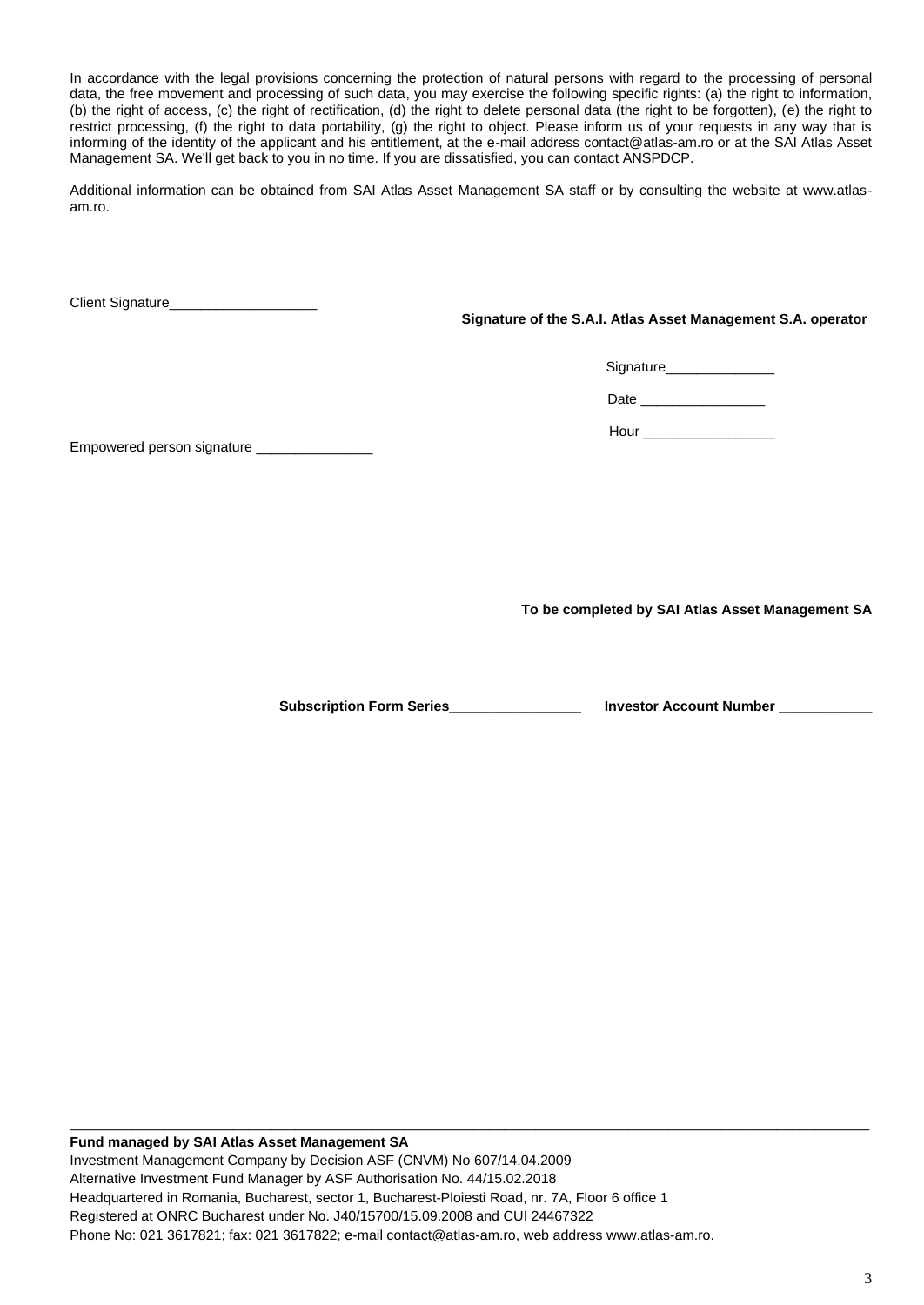In accordance with the legal provisions concerning the protection of natural persons with regard to the processing of personal data, the free movement and processing of such data, you may exercise the following specific rights: (a) the right to information, (b) the right of access, (c) the right of rectification, (d) the right to delete personal data (the right to be forgotten), (e) the right to restrict processing, (f) the right to data portability, (g) the right to object. Please inform us of your requests in any way that is informing of the identity of the applicant and his entitlement, at the e-mail address contact@atlas-am.ro or at the SAI Atlas Asset Management SA. We'll get back to you in no time. If you are dissatisfied, you can contact ANSPDCP.

Additional information can be obtained from SAI Atlas Asset Management SA staff or by consulting the website at www.atlas-am.ro.

Client Signature___________________

**Signature of the S.A.I. Atlas Asset Management S.A. operator**

Signature______________

Date ________________

Hour _________________

Empowered person signature _______________

**To be completed by SAI Atlas Asset Management SA**

**Subscription Form Series________________** **Investor Account Number ____________**

---

**Fund managed by SAI Atlas Asset Management SA**

Investment Management Company by Decision ASF (CNVM) No 607/14.04.2009
Alternative Investment Fund Manager by ASF Authorisation No. 44/15.02.2018
Headquartered in Romania, Bucharest, sector 1, Bucharest-Ploiesti Road, nr. 7A, Floor 6 office 1
Registered at ONRC Bucharest under No. J40/15700/15.09.2008 and CUI 24467322
Phone No: 021 3617821; fax: 021 3617822; e-mail contact@atlas-am.ro, web address www.atlas-am.ro.